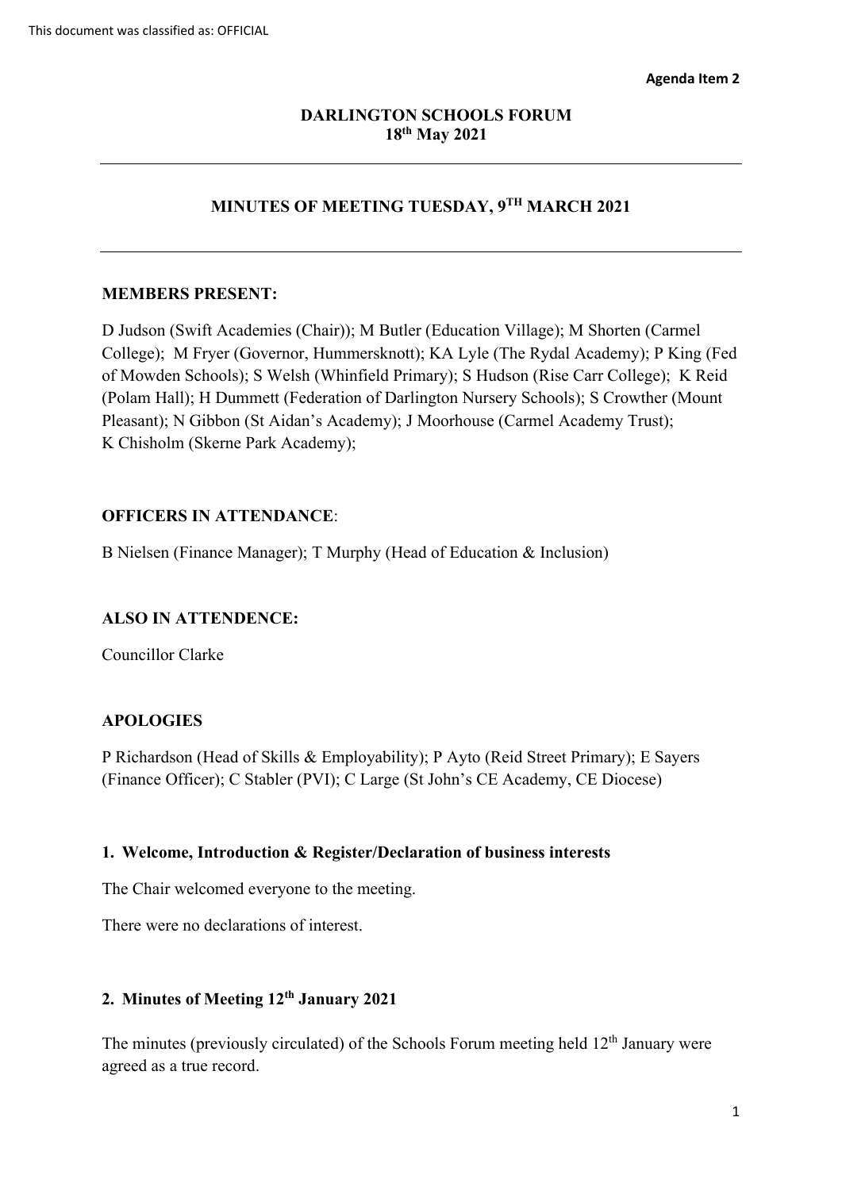This document was classified as: OFFICIAL

**Agenda Item 2**

**DARLINGTON SCHOOLS FORUM**
**18th May 2021**

---

## MINUTES OF MEETING TUESDAY, 9TH MARCH 2021

---

**MEMBERS PRESENT:**

D Judson (Swift Academies (Chair)); M Butler (Education Village); M Shorten (Carmel College); M Fryer (Governor, Hummersknott); KA Lyle (The Rydal Academy); P King (Fed of Mowden Schools); S Welsh (Whinfield Primary); S Hudson (Rise Carr College); K Reid (Polam Hall); H Dummett (Federation of Darlington Nursery Schools); S Crowther (Mount Pleasant); N Gibbon (St Aidan's Academy); J Moorhouse (Carmel Academy Trust); K Chisholm (Skerne Park Academy);

**OFFICERS IN ATTENDANCE**:

B Nielsen (Finance Manager); T Murphy (Head of Education & Inclusion)

**ALSO IN ATTENDENCE:**

Councillor Clarke

**APOLOGIES**

P Richardson (Head of Skills & Employability); P Ayto (Reid Street Primary); E Sayers (Finance Officer); C Stabler (PVI); C Large (St John's CE Academy, CE Diocese)

### 1. Welcome, Introduction & Register/Declaration of business interests

The Chair welcomed everyone to the meeting.

There were no declarations of interest.

### 2. Minutes of Meeting 12th January 2021

The minutes (previously circulated) of the Schools Forum meeting held 12th January were agreed as a true record.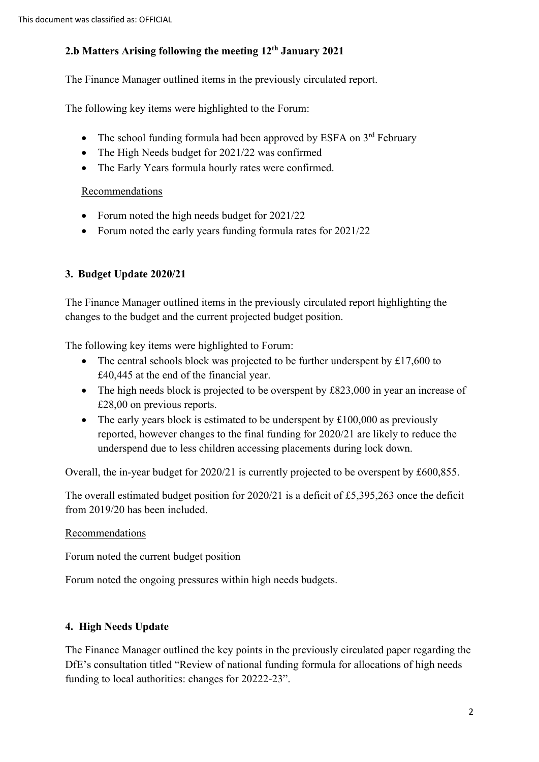## 2.b Matters Arising following the meeting 12th January 2021

The Finance Manager outlined items in the previously circulated report.

The following key items were highlighted to the Forum:

- The school funding formula had been approved by ESFA on 3rd February
- The High Needs budget for 2021/22 was confirmed
- The Early Years formula hourly rates were confirmed.

Recommendations

- Forum noted the high needs budget for 2021/22
- Forum noted the early years funding formula rates for 2021/22

## 3. Budget Update 2020/21

The Finance Manager outlined items in the previously circulated report highlighting the changes to the budget and the current projected budget position.

The following key items were highlighted to Forum:

- The central schools block was projected to be further underspent by £17,600 to £40,445 at the end of the financial year.
- The high needs block is projected to be overspent by £823,000 in year an increase of £28,00 on previous reports.
- The early years block is estimated to be underspent by £100,000 as previously reported, however changes to the final funding for 2020/21 are likely to reduce the underspend due to less children accessing placements during lock down.

Overall, the in-year budget for 2020/21 is currently projected to be overspent by £600,855.

The overall estimated budget position for 2020/21 is a deficit of £5,395,263 once the deficit from 2019/20 has been included.

Recommendations

Forum noted the current budget position

Forum noted the ongoing pressures within high needs budgets.

## 4. High Needs Update

The Finance Manager outlined the key points in the previously circulated paper regarding the DfE's consultation titled "Review of national funding formula for allocations of high needs funding to local authorities: changes for 20222-23".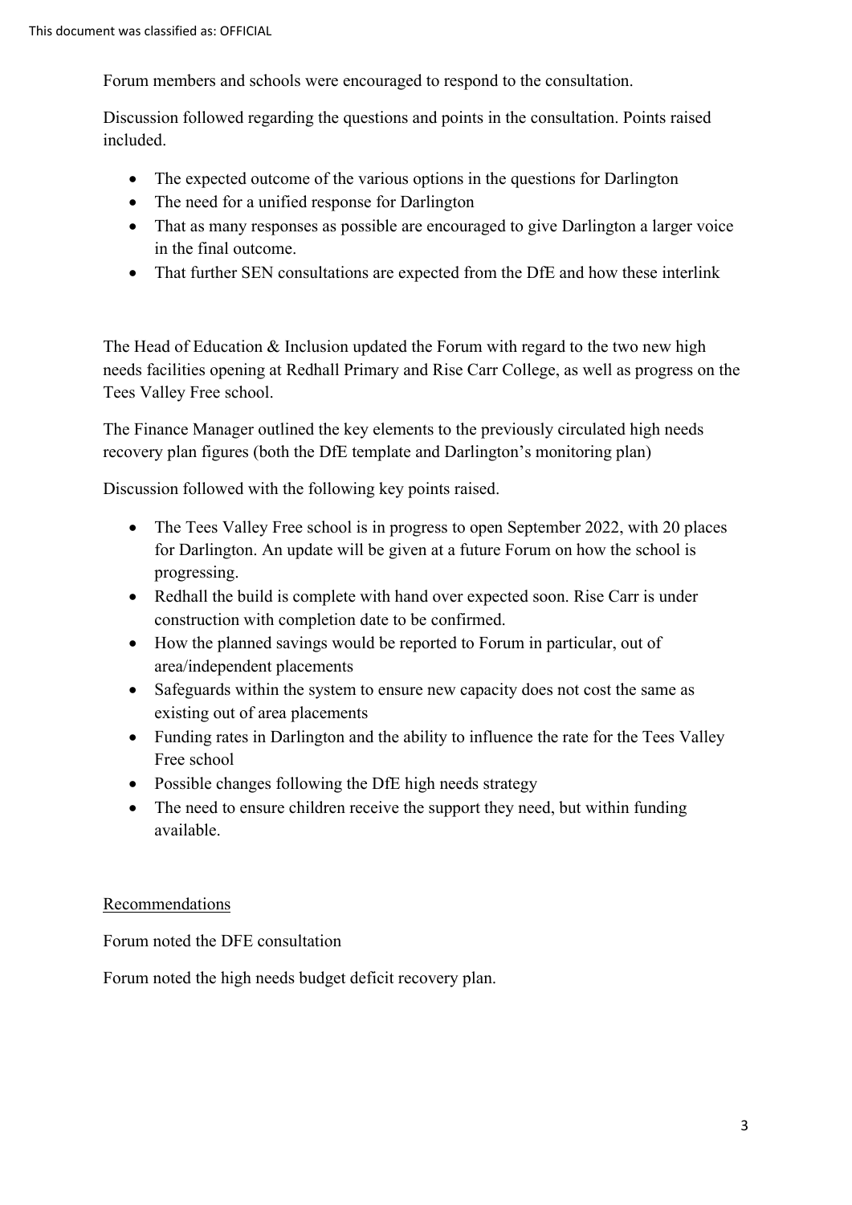Forum members and schools were encouraged to respond to the consultation.

Discussion followed regarding the questions and points in the consultation. Points raised included.

- The expected outcome of the various options in the questions for Darlington
- The need for a unified response for Darlington
- That as many responses as possible are encouraged to give Darlington a larger voice in the final outcome.
- That further SEN consultations are expected from the DfE and how these interlink

The Head of Education & Inclusion updated the Forum with regard to the two new high needs facilities opening at Redhall Primary and Rise Carr College, as well as progress on the Tees Valley Free school.

The Finance Manager outlined the key elements to the previously circulated high needs recovery plan figures (both the DfE template and Darlington's monitoring plan)

Discussion followed with the following key points raised.

- The Tees Valley Free school is in progress to open September 2022, with 20 places for Darlington. An update will be given at a future Forum on how the school is progressing.
- Redhall the build is complete with hand over expected soon. Rise Carr is under construction with completion date to be confirmed.
- How the planned savings would be reported to Forum in particular, out of area/independent placements
- Safeguards within the system to ensure new capacity does not cost the same as existing out of area placements
- Funding rates in Darlington and the ability to influence the rate for the Tees Valley Free school
- Possible changes following the DfE high needs strategy
- The need to ensure children receive the support they need, but within funding available.

Recommendations

Forum noted the DFE consultation

Forum noted the high needs budget deficit recovery plan.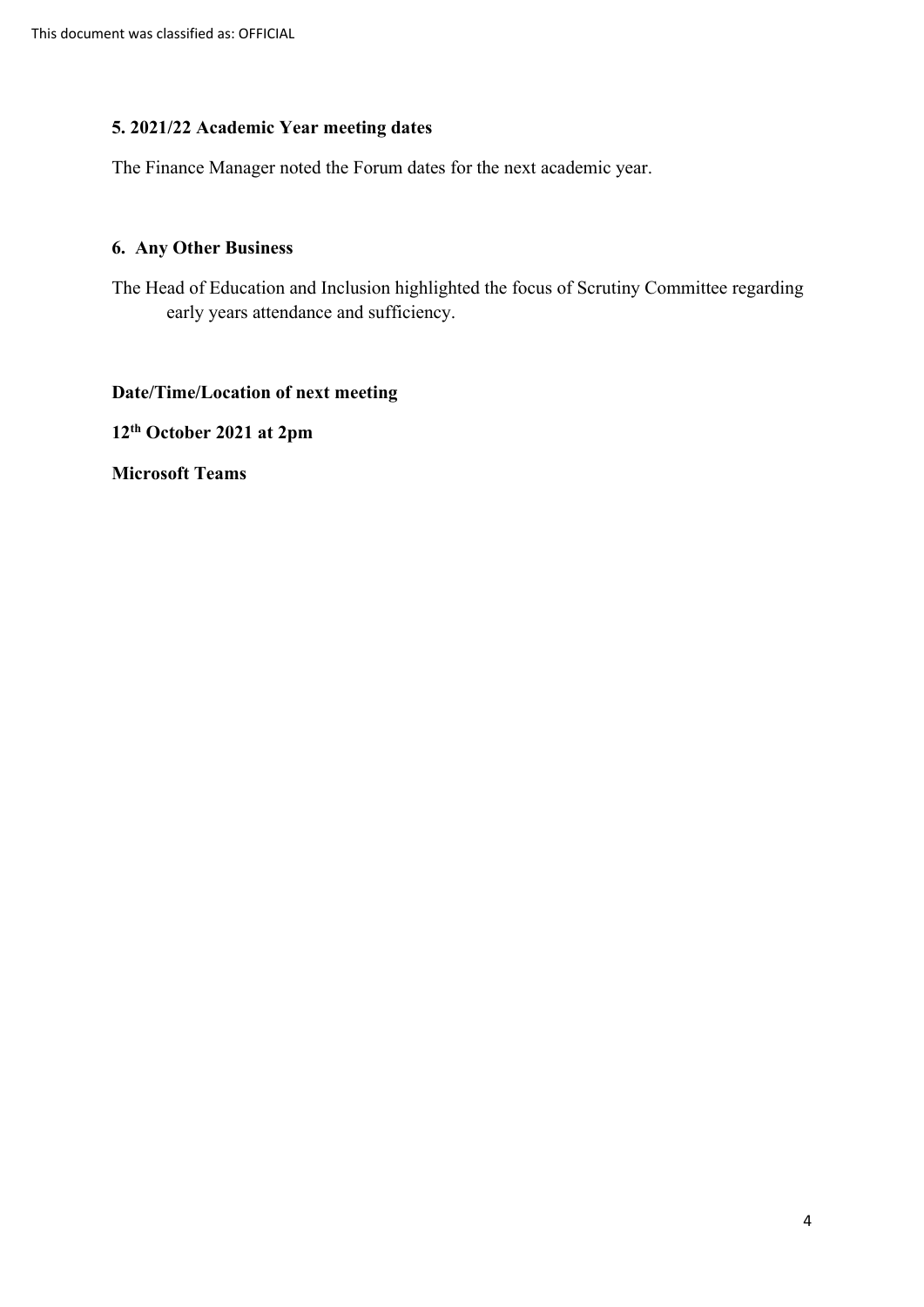### 5. 2021/22 Academic Year meeting dates

The Finance Manager noted the Forum dates for the next academic year.

### 6. Any Other Business

The Head of Education and Inclusion highlighted the focus of Scrutiny Committee regarding early years attendance and sufficiency.

**Date/Time/Location of next meeting**

**12th October 2021 at 2pm**

**Microsoft Teams**